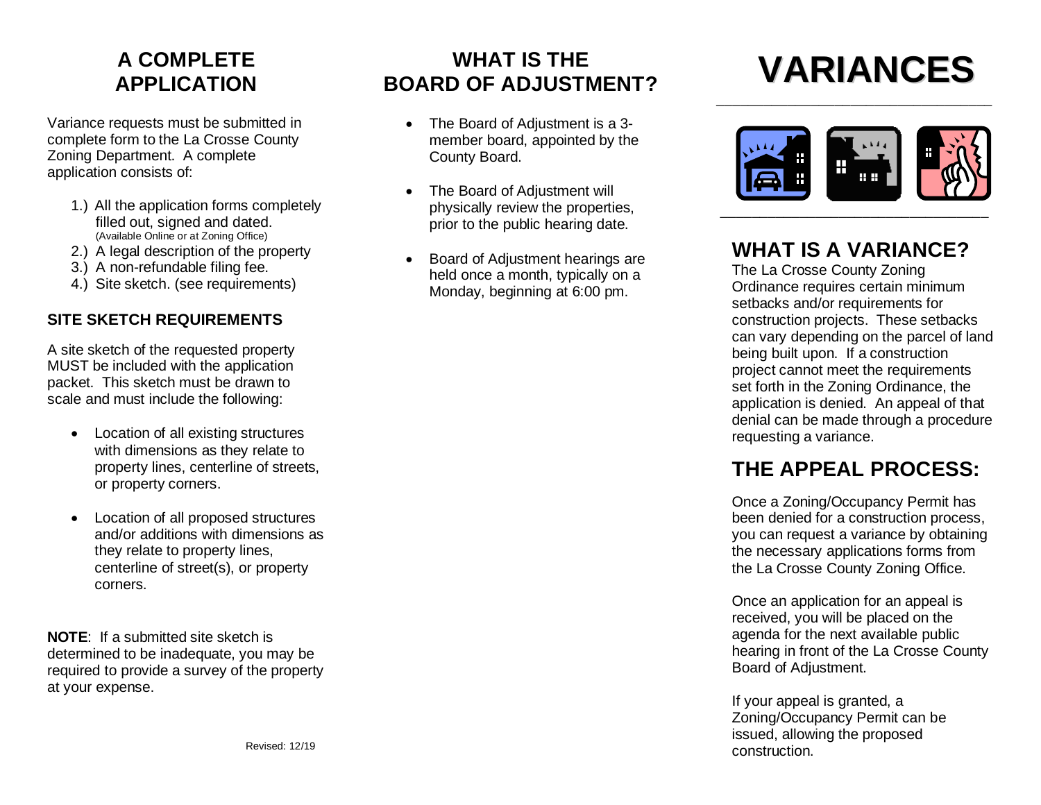# A COMPLETE APPLICATION

Variance requests must be submitted in complete form to the La Crosse County Zoning Department. A complete application consists of:

1.) All the application forms completely filled out, signed and dated. (Available Online or at Zoning Office)
2.) A legal description of the property
3.) A non-refundable filing fee.
4.) Site sketch. (see requirements)

### SITE SKETCH REQUIREMENTS

A site sketch of the requested property MUST be included with the application packet. This sketch must be drawn to scale and must include the following:

- Location of all existing structures with dimensions as they relate to property lines, centerline of streets, or property corners.
- Location of all proposed structures and/or additions with dimensions as they relate to property lines, centerline of street(s), or property corners.

**NOTE**: If a submitted site sketch is determined to be inadequate, you may be required to provide a survey of the property at your expense.

Revised: 12/19

# WHAT IS THE BOARD OF ADJUSTMENT?

- The Board of Adjustment is a 3-member board, appointed by the County Board.
- The Board of Adjustment will physically review the properties, prior to the public hearing date.
- Board of Adjustment hearings are held once a month, typically on a Monday, beginning at 6:00 pm.

# VARIANCES

## WHAT IS A VARIANCE?

The La Crosse County Zoning Ordinance requires certain minimum setbacks and/or requirements for construction projects. These setbacks can vary depending on the parcel of land being built upon. If a construction project cannot meet the requirements set forth in the Zoning Ordinance, the application is denied. An appeal of that denial can be made through a procedure requesting a variance.

## THE APPEAL PROCESS:

Once a Zoning/Occupancy Permit has been denied for a construction process, you can request a variance by obtaining the necessary applications forms from the La Crosse County Zoning Office.

Once an application for an appeal is received, you will be placed on the agenda for the next available public hearing in front of the La Crosse County Board of Adjustment.

If your appeal is granted, a Zoning/Occupancy Permit can be issued, allowing the proposed construction.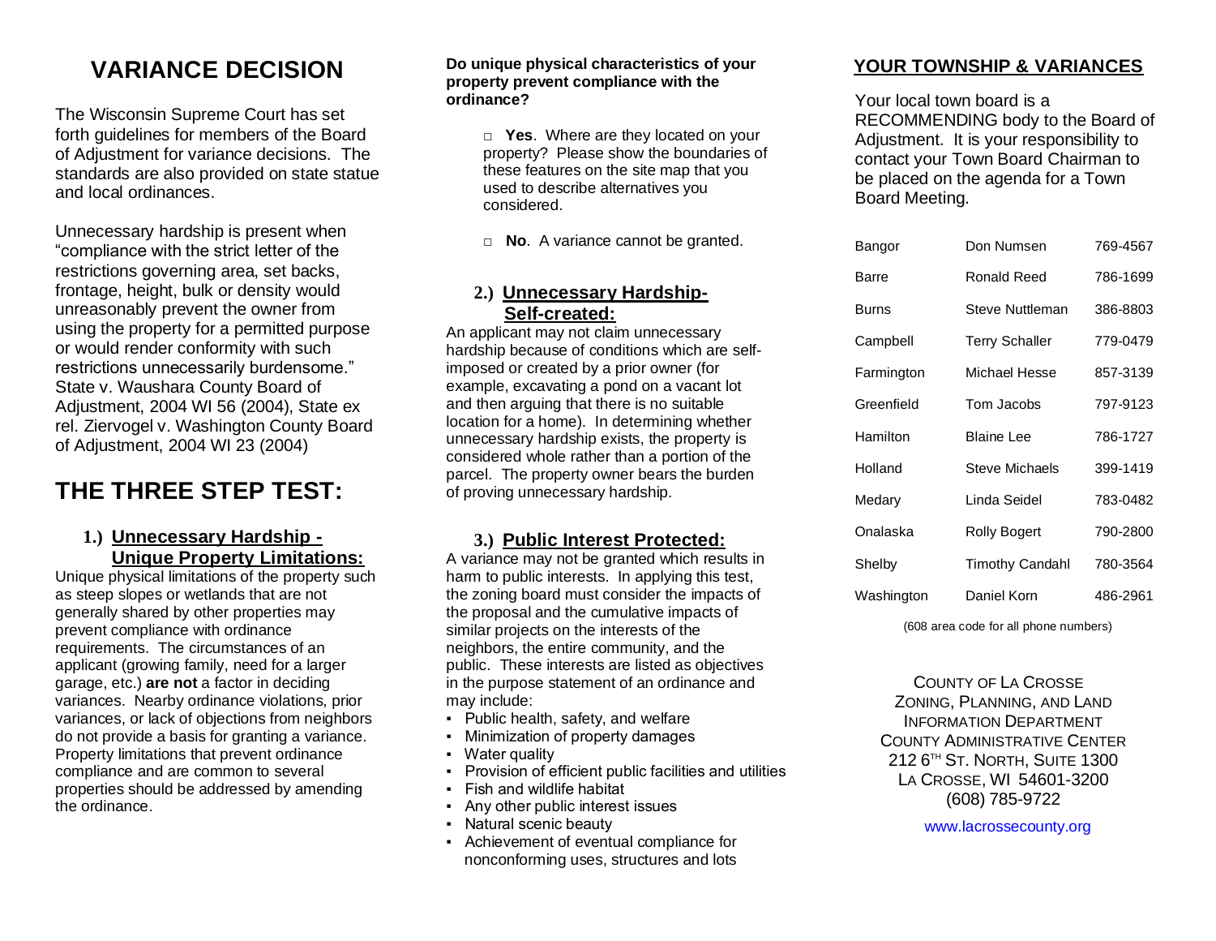# VARIANCE DECISION

The Wisconsin Supreme Court has set forth guidelines for members of the Board of Adjustment for variance decisions. The standards are also provided on state statue and local ordinances.

Unnecessary hardship is present when "compliance with the strict letter of the restrictions governing area, set backs, frontage, height, bulk or density would unreasonably prevent the owner from using the property for a permitted purpose or would render conformity with such restrictions unnecessarily burdensome." State v. Waushara County Board of Adjustment, 2004 WI 56 (2004), State ex rel. Ziervogel v. Washington County Board of Adjustment, 2004 WI 23 (2004)

# THE THREE STEP TEST:

### 1.) Unnecessary Hardship - Unique Property Limitations:

Unique physical limitations of the property such as steep slopes or wetlands that are not generally shared by other properties may prevent compliance with ordinance requirements. The circumstances of an applicant (growing family, need for a larger garage, etc.) **are not** a factor in deciding variances. Nearby ordinance violations, prior variances, or lack of objections from neighbors do not provide a basis for granting a variance. Property limitations that prevent ordinance compliance and are common to several properties should be addressed by amending the ordinance.

**Do unique physical characteristics of your property prevent compliance with the ordinance?**

□ **Yes**. Where are they located on your property? Please show the boundaries of these features on the site map that you used to describe alternatives you considered.

□ **No**. A variance cannot be granted.

### 2.) Unnecessary Hardship-Self-created:

An applicant may not claim unnecessary hardship because of conditions which are self-imposed or created by a prior owner (for example, excavating a pond on a vacant lot and then arguing that there is no suitable location for a home). In determining whether unnecessary hardship exists, the property is considered whole rather than a portion of the parcel. The property owner bears the burden of proving unnecessary hardship.

### 3.) Public Interest Protected:

A variance may not be granted which results in harm to public interests. In applying this test, the zoning board must consider the impacts of the proposal and the cumulative impacts of similar projects on the interests of the neighbors, the entire community, and the public. These interests are listed as objectives in the purpose statement of an ordinance and may include:

- Public health, safety, and welfare
- Minimization of property damages
- Water quality
- Provision of efficient public facilities and utilities
- Fish and wildlife habitat
- Any other public interest issues
- Natural scenic beauty
- Achievement of eventual compliance for nonconforming uses, structures and lots

## YOUR TOWNSHIP & VARIANCES

Your local town board is a RECOMMENDING body to the Board of Adjustment. It is your responsibility to contact your Town Board Chairman to be placed on the agenda for a Town Board Meeting.

| | | |
|---|---|---|
| Bangor | Don Numsen | 769-4567 |
| Barre | Ronald Reed | 786-1699 |
| Burns | Steve Nuttleman | 386-8803 |
| Campbell | Terry Schaller | 779-0479 |
| Farmington | Michael Hesse | 857-3139 |
| Greenfield | Tom Jacobs | 797-9123 |
| Hamilton | Blaine Lee | 786-1727 |
| Holland | Steve Michaels | 399-1419 |
| Medary | Linda Seidel | 783-0482 |
| Onalaska | Rolly Bogert | 790-2800 |
| Shelby | Timothy Candahl | 780-3564 |
| Washington | Daniel Korn | 486-2961 |

(608 area code for all phone numbers)

COUNTY OF LA CROSSE
ZONING, PLANNING, AND LAND INFORMATION DEPARTMENT
COUNTY ADMINISTRATIVE CENTER
212 6TH ST. NORTH, SUITE 1300
LA CROSSE, WI 54601-3200
(608) 785-9722

www.lacrossecounty.org